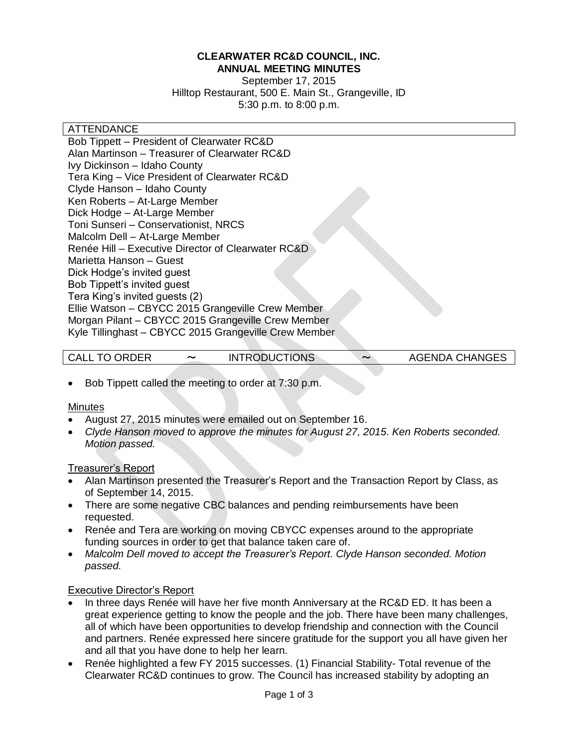# CLEARWATER RC&D COUNCIL, INC.
## ANNUAL MEETING MINUTES

September 17, 2015
Hilltop Restaurant, 500 E. Main St., Grangeville, ID
5:30 p.m. to 8:00 p.m.

### ATTENDANCE

Bob Tippett – President of Clearwater RC&D
Alan Martinson – Treasurer of Clearwater RC&D
Ivy Dickinson – Idaho County
Tera King – Vice President of Clearwater RC&D
Clyde Hanson – Idaho County
Ken Roberts – At-Large Member
Dick Hodge – At-Large Member
Toni Sunseri – Conservationist, NRCS
Malcolm Dell – At-Large Member
Renée Hill – Executive Director of Clearwater RC&D
Marietta Hanson – Guest
Dick Hodge's invited guest
Bob Tippett's invited guest
Tera King's invited guests (2)
Ellie Watson – CBYCC 2015 Grangeville Crew Member
Morgan Pilant – CBYCC 2015 Grangeville Crew Member
Kyle Tillinghast – CBYCC 2015 Grangeville Crew Member

### CALL TO ORDER ~ INTRODUCTIONS ~ AGENDA CHANGES

- Bob Tippett called the meeting to order at 7:30 p.m.

Minutes

- August 27, 2015 minutes were emailed out on September 16.
- *Clyde Hanson moved to approve the minutes for August 27, 2015. Ken Roberts seconded. Motion passed.*

Treasurer's Report

- Alan Martinson presented the Treasurer's Report and the Transaction Report by Class, as of September 14, 2015.
- There are some negative CBC balances and pending reimbursements have been requested.
- Renée and Tera are working on moving CBYCC expenses around to the appropriate funding sources in order to get that balance taken care of.
- *Malcolm Dell moved to accept the Treasurer's Report. Clyde Hanson seconded. Motion passed.*

Executive Director's Report

- In three days Renée will have her five month Anniversary at the RC&D ED. It has been a great experience getting to know the people and the job. There have been many challenges, all of which have been opportunities to develop friendship and connection with the Council and partners. Renée expressed here sincere gratitude for the support you all have given her and all that you have done to help her learn.
- Renée highlighted a few FY 2015 successes. (1) Financial Stability- Total revenue of the Clearwater RC&D continues to grow. The Council has increased stability by adopting an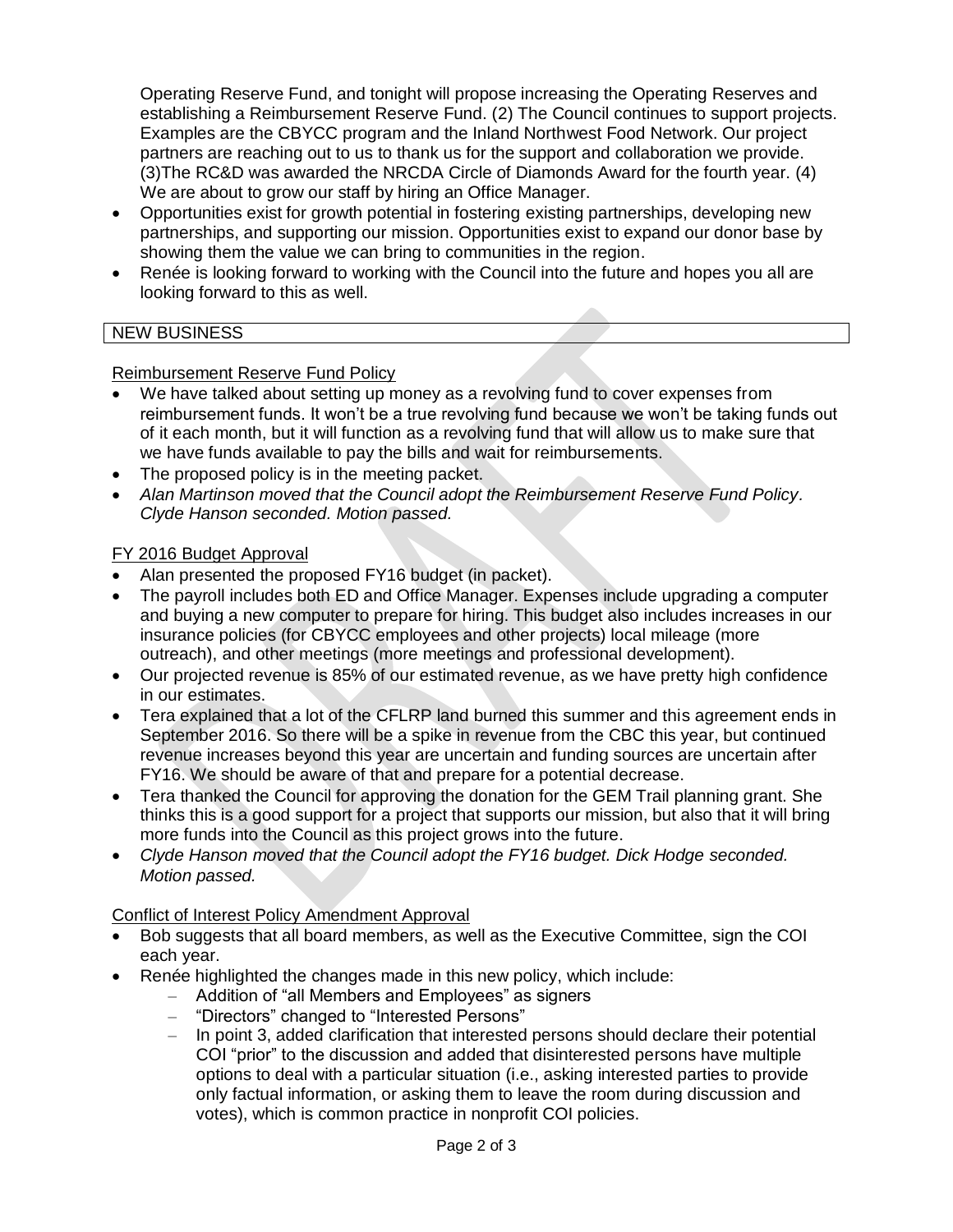Operating Reserve Fund, and tonight will propose increasing the Operating Reserves and establishing a Reimbursement Reserve Fund. (2) The Council continues to support projects. Examples are the CBYCC program and the Inland Northwest Food Network. Our project partners are reaching out to us to thank us for the support and collaboration we provide. (3)The RC&D was awarded the NRCDA Circle of Diamonds Award for the fourth year. (4) We are about to grow our staff by hiring an Office Manager.

- Opportunities exist for growth potential in fostering existing partnerships, developing new partnerships, and supporting our mission. Opportunities exist to expand our donor base by showing them the value we can bring to communities in the region.
- Renée is looking forward to working with the Council into the future and hopes you all are looking forward to this as well.

## NEW BUSINESS

### Reimbursement Reserve Fund Policy

- We have talked about setting up money as a revolving fund to cover expenses from reimbursement funds. It won't be a true revolving fund because we won't be taking funds out of it each month, but it will function as a revolving fund that will allow us to make sure that we have funds available to pay the bills and wait for reimbursements.
- The proposed policy is in the meeting packet.
- *Alan Martinson moved that the Council adopt the Reimbursement Reserve Fund Policy. Clyde Hanson seconded. Motion passed.*

### FY 2016 Budget Approval

- Alan presented the proposed FY16 budget (in packet).
- The payroll includes both ED and Office Manager. Expenses include upgrading a computer and buying a new computer to prepare for hiring. This budget also includes increases in our insurance policies (for CBYCC employees and other projects) local mileage (more outreach), and other meetings (more meetings and professional development).
- Our projected revenue is 85% of our estimated revenue, as we have pretty high confidence in our estimates.
- Tera explained that a lot of the CFLRP land burned this summer and this agreement ends in September 2016. So there will be a spike in revenue from the CBC this year, but continued revenue increases beyond this year are uncertain and funding sources are uncertain after FY16. We should be aware of that and prepare for a potential decrease.
- Tera thanked the Council for approving the donation for the GEM Trail planning grant. She thinks this is a good support for a project that supports our mission, but also that it will bring more funds into the Council as this project grows into the future.
- *Clyde Hanson moved that the Council adopt the FY16 budget. Dick Hodge seconded. Motion passed.*

### Conflict of Interest Policy Amendment Approval

- Bob suggests that all board members, as well as the Executive Committee, sign the COI each year.
- Renée highlighted the changes made in this new policy, which include:
  - Addition of "all Members and Employees" as signers
  - "Directors" changed to "Interested Persons"
  - In point 3, added clarification that interested persons should declare their potential COI "prior" to the discussion and added that disinterested persons have multiple options to deal with a particular situation (i.e., asking interested parties to provide only factual information, or asking them to leave the room during discussion and votes), which is common practice in nonprofit COI policies.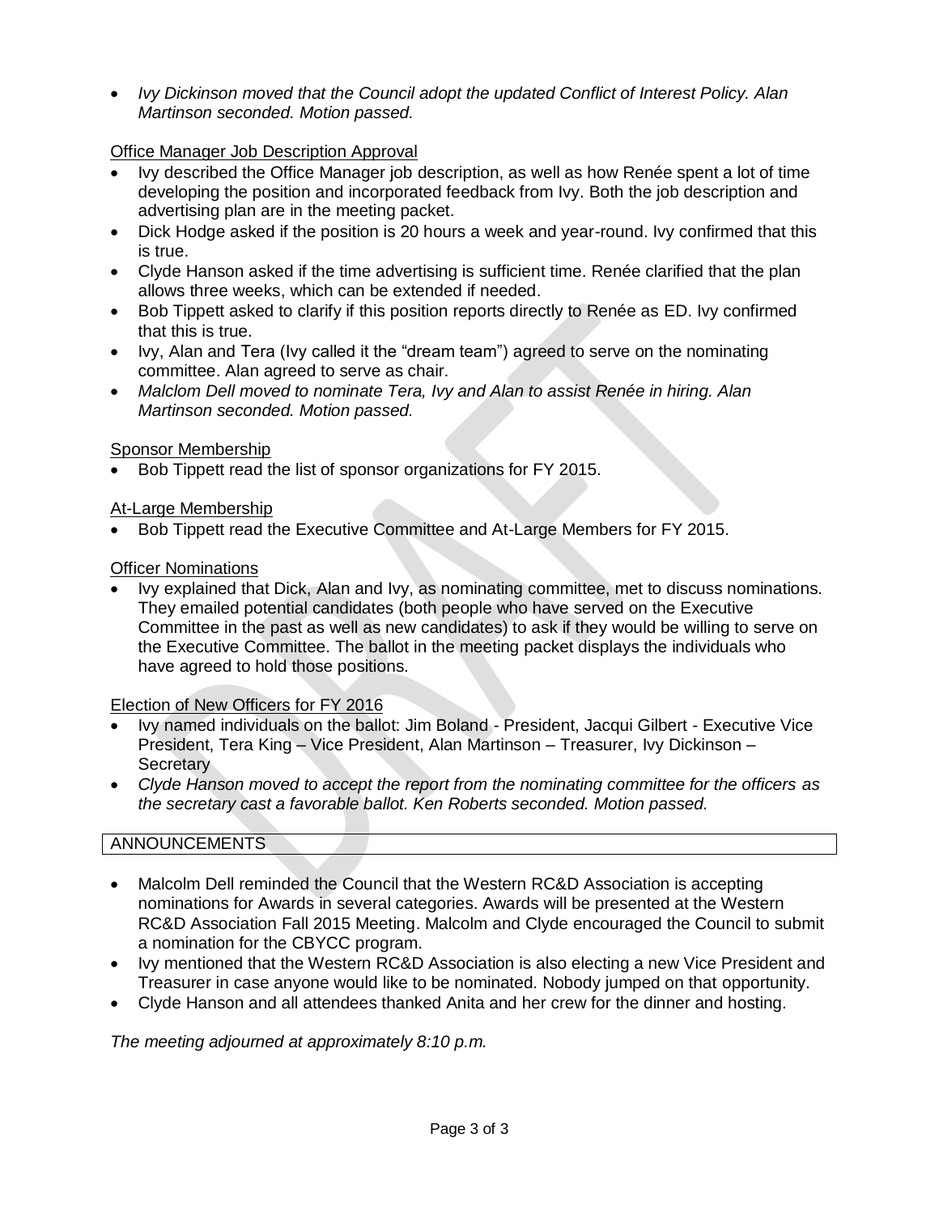- *Ivy Dickinson moved that the Council adopt the updated Conflict of Interest Policy. Alan Martinson seconded. Motion passed.*

Office Manager Job Description Approval

- Ivy described the Office Manager job description, as well as how Renée spent a lot of time developing the position and incorporated feedback from Ivy. Both the job description and advertising plan are in the meeting packet.
- Dick Hodge asked if the position is 20 hours a week and year-round. Ivy confirmed that this is true.
- Clyde Hanson asked if the time advertising is sufficient time. Renée clarified that the plan allows three weeks, which can be extended if needed.
- Bob Tippett asked to clarify if this position reports directly to Renée as ED. Ivy confirmed that this is true.
- Ivy, Alan and Tera (Ivy called it the "dream team") agreed to serve on the nominating committee. Alan agreed to serve as chair.
- *Malclom Dell moved to nominate Tera, Ivy and Alan to assist Renée in hiring. Alan Martinson seconded. Motion passed.*

Sponsor Membership

- Bob Tippett read the list of sponsor organizations for FY 2015.

At-Large Membership

- Bob Tippett read the Executive Committee and At-Large Members for FY 2015.

Officer Nominations

- Ivy explained that Dick, Alan and Ivy, as nominating committee, met to discuss nominations. They emailed potential candidates (both people who have served on the Executive Committee in the past as well as new candidates) to ask if they would be willing to serve on the Executive Committee. The ballot in the meeting packet displays the individuals who have agreed to hold those positions.

Election of New Officers for FY 2016

- Ivy named individuals on the ballot: Jim Boland - President, Jacqui Gilbert - Executive Vice President, Tera King – Vice President, Alan Martinson – Treasurer, Ivy Dickinson – Secretary
- *Clyde Hanson moved to accept the report from the nominating committee for the officers as the secretary cast a favorable ballot. Ken Roberts seconded. Motion passed.*

ANNOUNCEMENTS

- Malcolm Dell reminded the Council that the Western RC&D Association is accepting nominations for Awards in several categories. Awards will be presented at the Western RC&D Association Fall 2015 Meeting. Malcolm and Clyde encouraged the Council to submit a nomination for the CBYCC program.
- Ivy mentioned that the Western RC&D Association is also electing a new Vice President and Treasurer in case anyone would like to be nominated. Nobody jumped on that opportunity.
- Clyde Hanson and all attendees thanked Anita and her crew for the dinner and hosting.

*The meeting adjourned at approximately 8:10 p.m.*